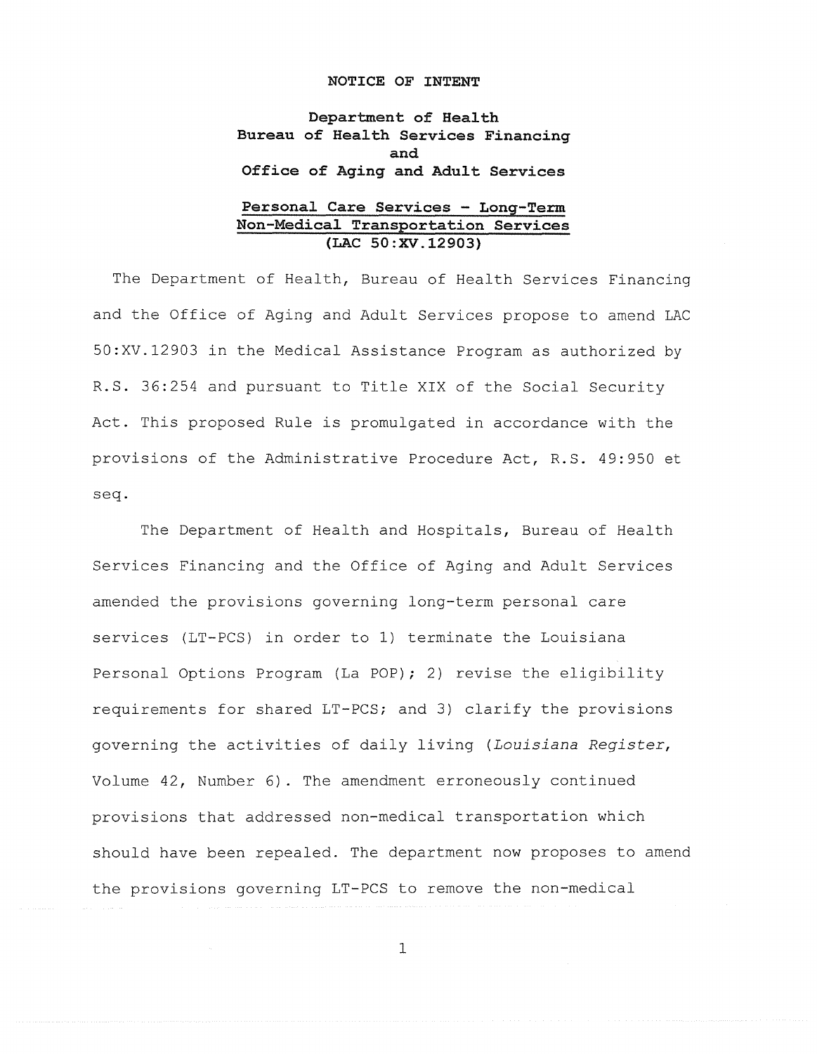NOTICE OF INTENT

**Department of Health**
**Bureau of Health Services Financing**
**and**
**Office of Aging and Adult Services**

**Personal Care Services - Long-Term**
**Non-Medical Transportation Services**
**(LAC 50:XV.12903)**

The Department of Health, Bureau of Health Services Financing and the Office of Aging and Adult Services propose to amend LAC 50:XV.12903 in the Medical Assistance Program as authorized by R.S. 36:254 and pursuant to Title XIX of the Social Security Act. This proposed Rule is promulgated in accordance with the provisions of the Administrative Procedure Act, R.S. 49:950 et seq.

The Department of Health and Hospitals, Bureau of Health Services Financing and the Office of Aging and Adult Services amended the provisions governing long-term personal care services (LT-PCS) in order to 1) terminate the Louisiana Personal Options Program (La POP); 2) revise the eligibility requirements for shared LT-PCS; and 3) clarify the provisions governing the activities of daily living (*Louisiana Register*, Volume 42, Number 6). The amendment erroneously continued provisions that addressed non-medical transportation which should have been repealed. The department now proposes to amend the provisions governing LT-PCS to remove the non-medical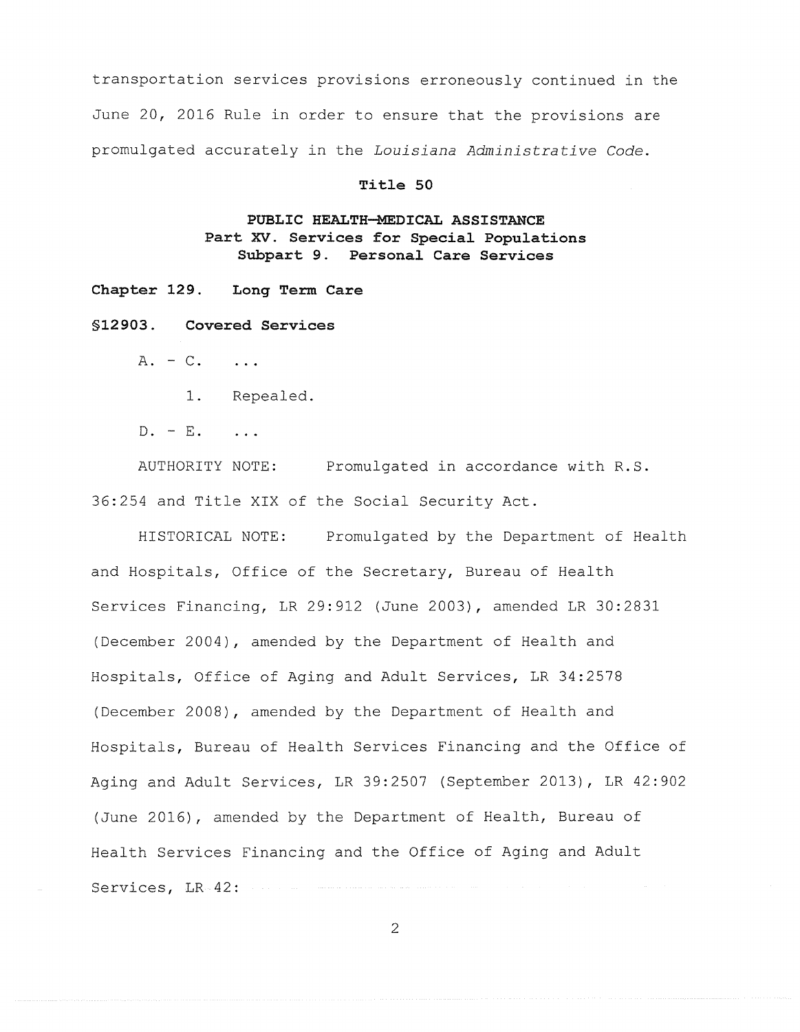transportation services provisions erroneously continued in the June 20, 2016 Rule in order to ensure that the provisions are promulgated accurately in the *Louisiana Administrative Code*.

**Title 50**

**PUBLIC HEALTH—MEDICAL ASSISTANCE**
**Part XV. Services for Special Populations**
**Subpart 9. Personal Care Services**

**Chapter 129. Long Term Care**

**§12903. Covered Services**

A. - C. ...

1. Repealed.

D. - E. ...

AUTHORITY NOTE: Promulgated in accordance with R.S. 36:254 and Title XIX of the Social Security Act.

HISTORICAL NOTE: Promulgated by the Department of Health and Hospitals, Office of the Secretary, Bureau of Health Services Financing, LR 29:912 (June 2003), amended LR 30:2831 (December 2004), amended by the Department of Health and Hospitals, Office of Aging and Adult Services, LR 34:2578 (December 2008), amended by the Department of Health and Hospitals, Bureau of Health Services Financing and the Office of Aging and Adult Services, LR 39:2507 (September 2013), LR 42:902 (June 2016), amended by the Department of Health, Bureau of Health Services Financing and the Office of Aging and Adult Services, LR 42: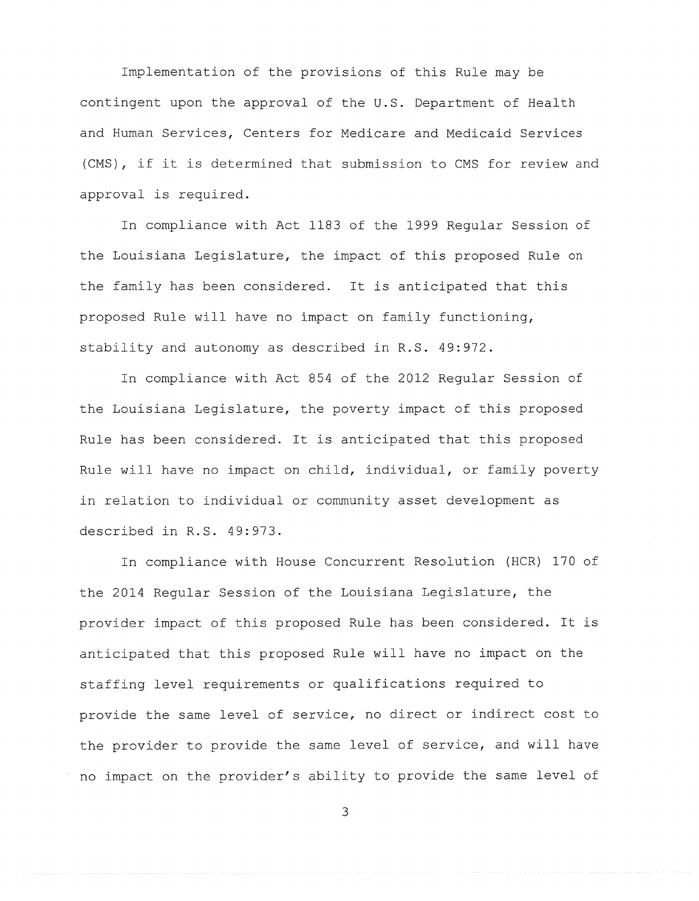Implementation of the provisions of this Rule may be contingent upon the approval of the U.S. Department of Health and Human Services, Centers for Medicare and Medicaid Services (CMS), if it is determined that submission to CMS for review and approval is required.

In compliance with Act 1183 of the 1999 Regular Session of the Louisiana Legislature, the impact of this proposed Rule on the family has been considered. It is anticipated that this proposed Rule will have no impact on family functioning, stability and autonomy as described in R.S. 49:972.

In compliance with Act 854 of the 2012 Regular Session of the Louisiana Legislature, the poverty impact of this proposed Rule has been considered. It is anticipated that this proposed Rule will have no impact on child, individual, or family poverty in relation to individual or community asset development as described in R.S. 49:973.

In compliance with House Concurrent Resolution (HCR) 170 of the 2014 Regular Session of the Louisiana Legislature, the provider impact of this proposed Rule has been considered. It is anticipated that this proposed Rule will have no impact on the staffing level requirements or qualifications required to provide the same level of service, no direct or indirect cost to the provider to provide the same level of service, and will have no impact on the provider's ability to provide the same level of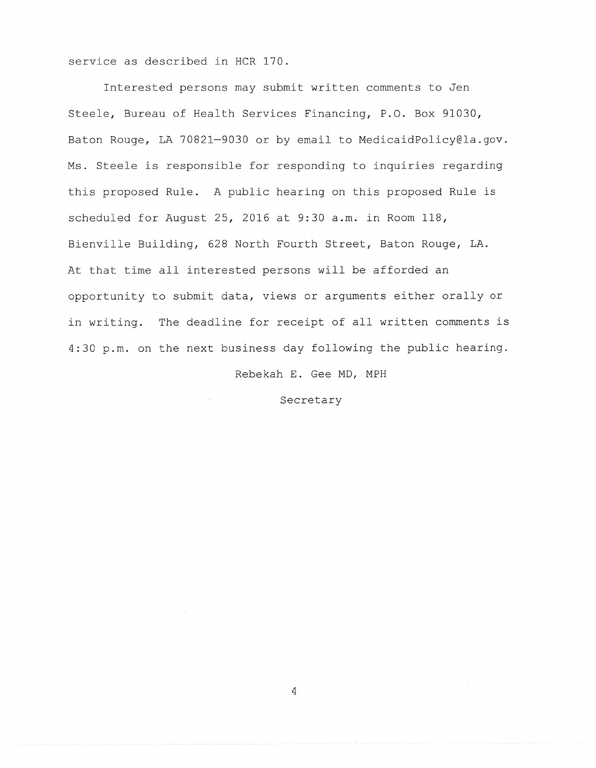service as described in HCR 170.

Interested persons may submit written comments to Jen Steele, Bureau of Health Services Financing, P.O. Box 91030, Baton Rouge, LA 70821-9030 or by email to MedicaidPolicy@la.gov. Ms. Steele is responsible for responding to inquiries regarding this proposed Rule. A public hearing on this proposed Rule is scheduled for August 25, 2016 at 9:30 a.m. in Room 118, Bienville Building, 628 North Fourth Street, Baton Rouge, LA. At that time all interested persons will be afforded an opportunity to submit data, views or arguments either orally or in writing. The deadline for receipt of all written comments is 4:30 p.m. on the next business day following the public hearing.

Rebekah E. Gee MD, MPH

Secretary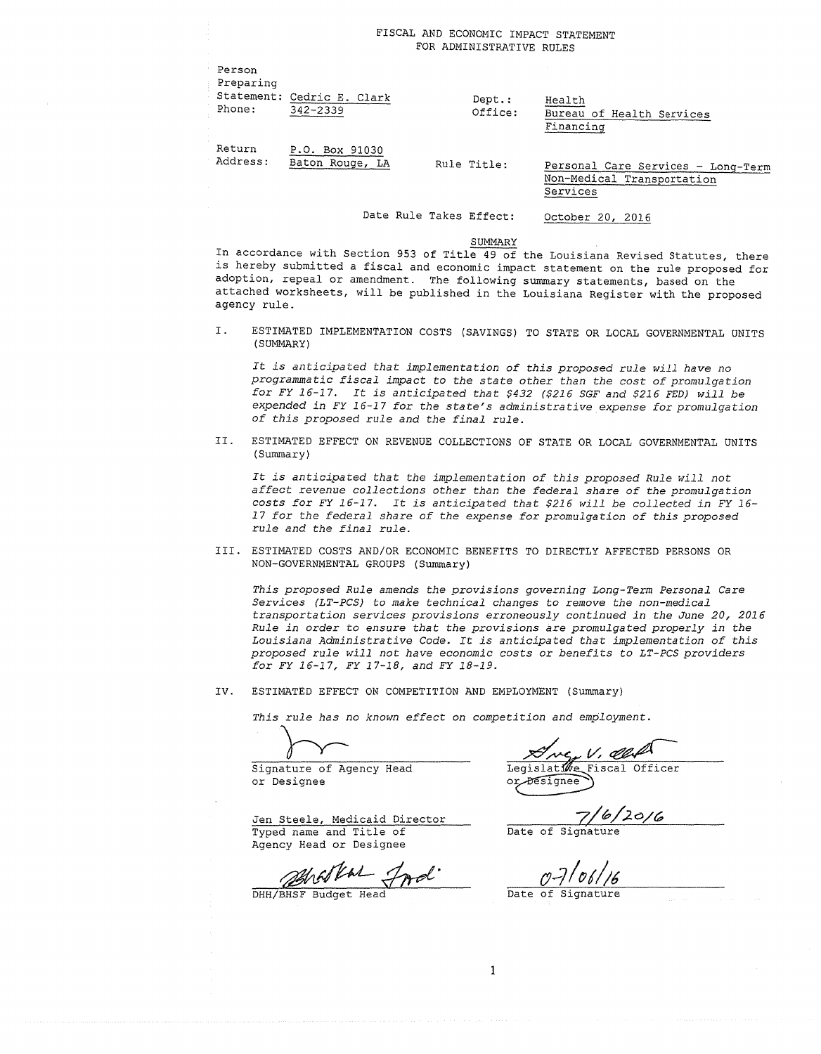# FISCAL AND ECONOMIC IMPACT STATEMENT FOR ADMINISTRATIVE RULES

| | | | |
|---|---|---|---|
| Person Preparing Statement: | Cedric E. Clark | Dept.: | Health |
| Phone: | 342-2339 | Office: | Bureau of Health Services Financing |
| Return Address: | P.O. Box 91030 Baton Rouge, LA | Rule Title: | Personal Care Services - Long-Term Non-Medical Transportation Services |
| | | Date Rule Takes Effect: | October 20, 2016 |

## SUMMARY

In accordance with Section 953 of Title 49 of the Louisiana Revised Statutes, there is hereby submitted a fiscal and economic impact statement on the rule proposed for adoption, repeal or amendment. The following summary statements, based on the attached worksheets, will be published in the Louisiana Register with the proposed agency rule.

I. ESTIMATED IMPLEMENTATION COSTS (SAVINGS) TO STATE OR LOCAL GOVERNMENTAL UNITS (SUMMARY)

*It is anticipated that implementation of this proposed rule will have no programmatic fiscal impact to the state other than the cost of promulgation for FY 16-17. It is anticipated that $432 ($216 SGF and $216 FED) will be expended in FY 16-17 for the state's administrative expense for promulgation of this proposed rule and the final rule.*

II. ESTIMATED EFFECT ON REVENUE COLLECTIONS OF STATE OR LOCAL GOVERNMENTAL UNITS (Summary)

*It is anticipated that the implementation of this proposed Rule will not affect revenue collections other than the federal share of the promulgation costs for FY 16-17. It is anticipated that $216 will be collected in FY 16-17 for the federal share of the expense for promulgation of this proposed rule and the final rule.*

III. ESTIMATED COSTS AND/OR ECONOMIC BENEFITS TO DIRECTLY AFFECTED PERSONS OR NON-GOVERNMENTAL GROUPS (Summary)

*This proposed Rule amends the provisions governing Long-Term Personal Care Services (LT-PCS) to make technical changes to remove the non-medical transportation services provisions erroneously continued in the June 20, 2016 Rule in order to ensure that the provisions are promulgated properly in the Louisiana Administrative Code. It is anticipated that implementation of this proposed rule will not have economic costs or benefits to LT-PCS providers for FY 16-17, FY 17-18, and FY 18-19.*

IV. ESTIMATED EFFECT ON COMPETITION AND EMPLOYMENT (Summary)

*This rule has no known effect on competition and employment.*

Signature of Agency Head or Designee

Jen Steele, Medicaid Director
Typed name and Title of Agency Head or Designee

DHH/BHSF Budget Head

Legislative Fiscal Officer or Designee

7/6/2016
Date of Signature

07/06/16
Date of Signature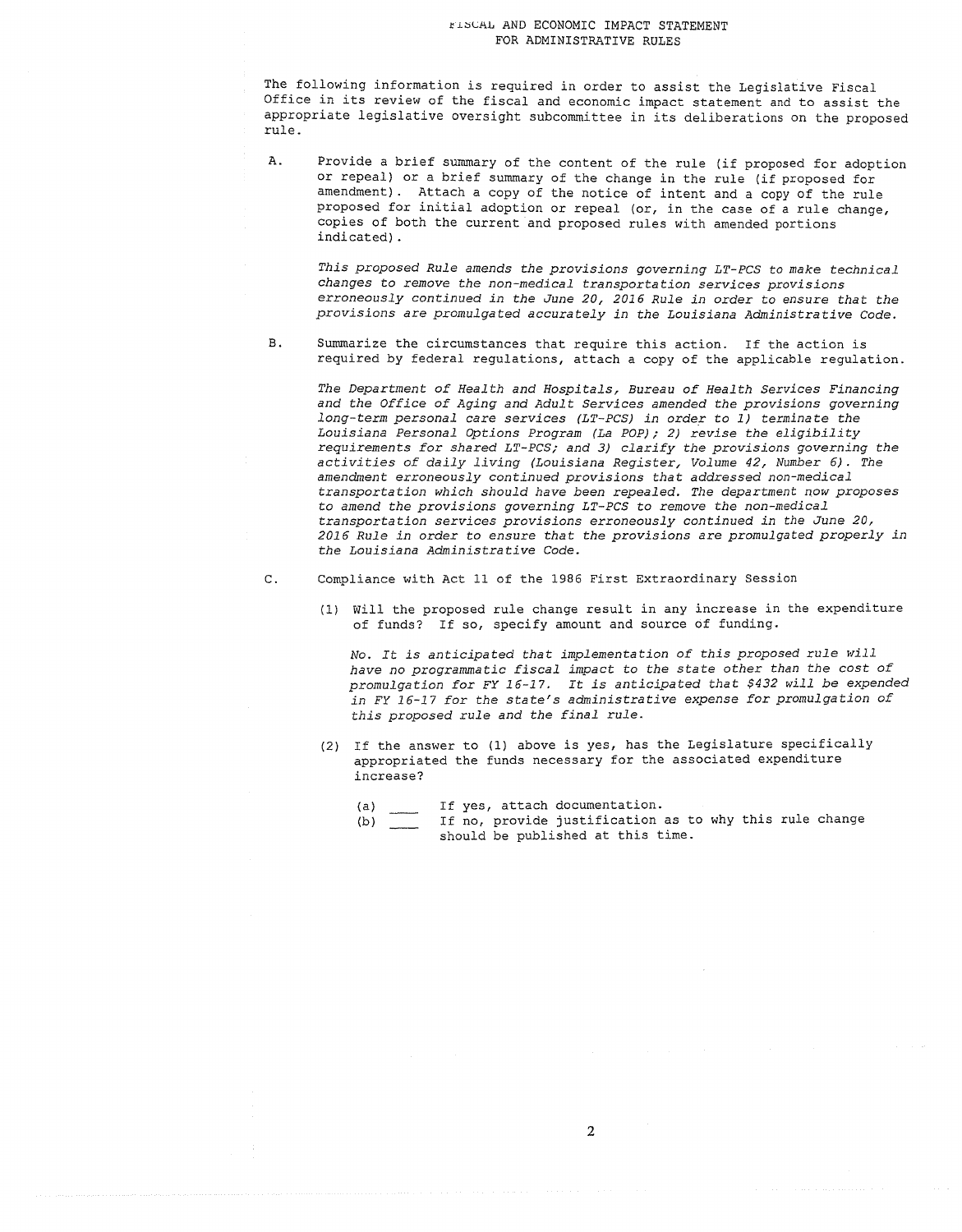# FISCAL AND ECONOMIC IMPACT STATEMENT FOR ADMINISTRATIVE RULES

The following information is required in order to assist the Legislative Fiscal Office in its review of the fiscal and economic impact statement and to assist the appropriate legislative oversight subcommittee in its deliberations on the proposed rule.

A. Provide a brief summary of the content of the rule (if proposed for adoption or repeal) or a brief summary of the change in the rule (if proposed for amendment). Attach a copy of the notice of intent and a copy of the rule proposed for initial adoption or repeal (or, in the case of a rule change, copies of both the current and proposed rules with amended portions indicated).

*This proposed Rule amends the provisions governing LT-PCS to make technical changes to remove the non-medical transportation services provisions erroneously continued in the June 20, 2016 Rule in order to ensure that the provisions are promulgated accurately in the Louisiana Administrative Code.*

B. Summarize the circumstances that require this action. If the action is required by federal regulations, attach a copy of the applicable regulation.

*The Department of Health and Hospitals, Bureau of Health Services Financing and the Office of Aging and Adult Services amended the provisions governing long-term personal care services (LT-PCS) in order to 1) terminate the Louisiana Personal Options Program (La POP); 2) revise the eligibility requirements for shared LT-PCS; and 3) clarify the provisions governing the activities of daily living (Louisiana Register, Volume 42, Number 6). The amendment erroneously continued provisions that addressed non-medical transportation which should have been repealed. The department now proposes to amend the provisions governing LT-PCS to remove the non-medical transportation services provisions erroneously continued in the June 20, 2016 Rule in order to ensure that the provisions are promulgated properly in the Louisiana Administrative Code.*

C. Compliance with Act 11 of the 1986 First Extraordinary Session

(1) Will the proposed rule change result in any increase in the expenditure of funds? If so, specify amount and source of funding.

*No. It is anticipated that implementation of this proposed rule will have no programmatic fiscal impact to the state other than the cost of promulgation for FY 16-17. It is anticipated that $432 will be expended in FY 16-17 for the state's administrative expense for promulgation of this proposed rule and the final rule.*

(2) If the answer to (1) above is yes, has the Legislature specifically appropriated the funds necessary for the associated expenditure increase?

(a) ____ If yes, attach documentation.
(b) ____ If no, provide justification as to why this rule change should be published at this time.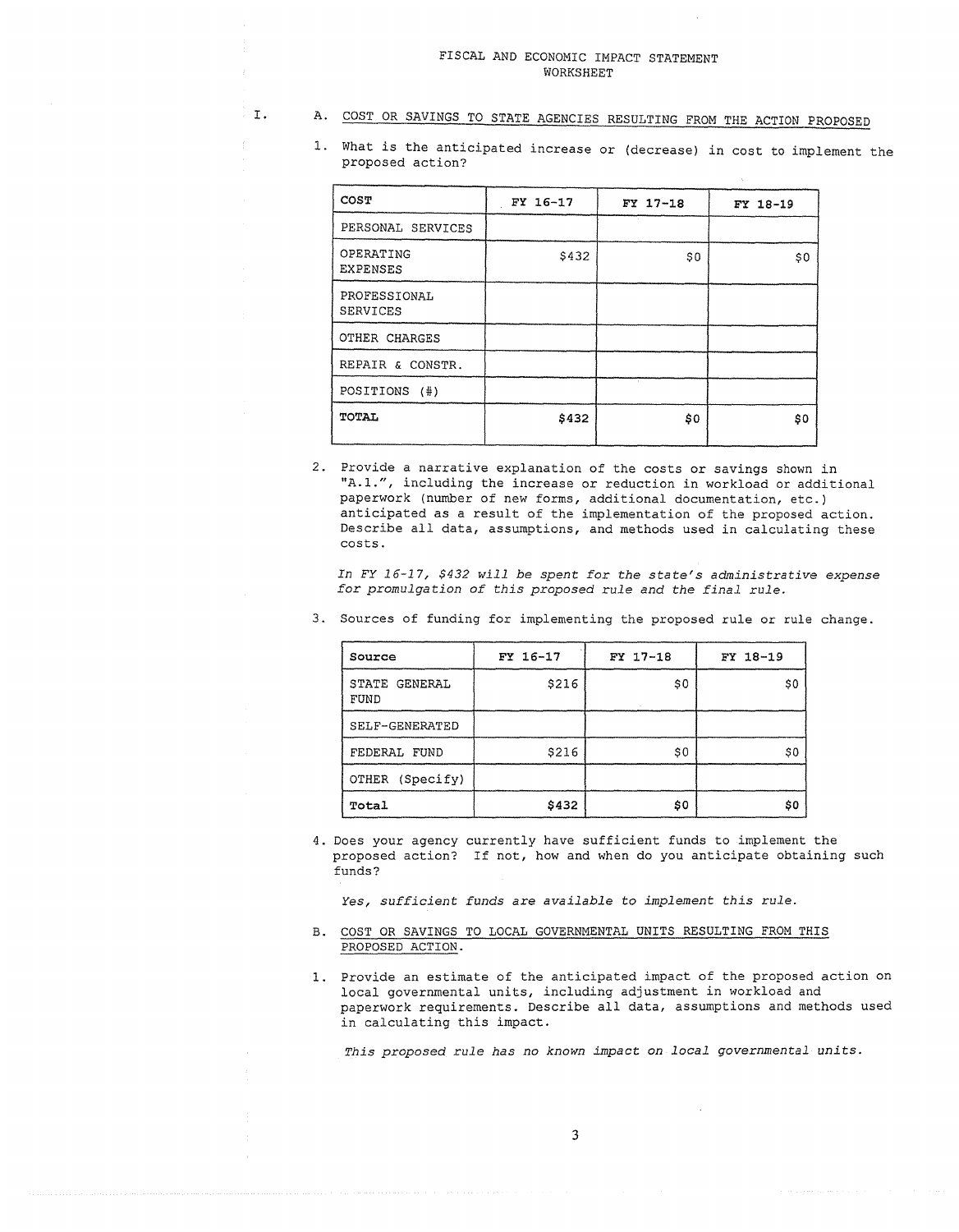# FISCAL AND ECONOMIC IMPACT STATEMENT WORKSHEET

I.

A. COST OR SAVINGS TO STATE AGENCIES RESULTING FROM THE ACTION PROPOSED

1. What is the anticipated increase or (decrease) in cost to implement the proposed action?

| COST | FY 16-17 | FY 17-18 | FY 18-19 |
|---|---|---|---|
| PERSONAL SERVICES | | | |
| OPERATING EXPENSES | $432 | $0 | $0 |
| PROFESSIONAL SERVICES | | | |
| OTHER CHARGES | | | |
| REPAIR & CONSTR. | | | |
| POSITIONS (#) | | | |
| **TOTAL** | **$432** | **$0** | **$0** |

2. Provide a narrative explanation of the costs or savings shown in "A.1.", including the increase or reduction in workload or additional paperwork (number of new forms, additional documentation, etc.) anticipated as a result of the implementation of the proposed action. Describe all data, assumptions, and methods used in calculating these costs.

   *In FY 16-17, $432 will be spent for the state's administrative expense for promulgation of this proposed rule and the final rule.*

3. Sources of funding for implementing the proposed rule or rule change.

| Source | FY 16-17 | FY 17-18 | FY 18-19 |
|---|---|---|---|
| STATE GENERAL FUND | $216 | $0 | $0 |
| SELF-GENERATED | | | |
| FEDERAL FUND | $216 | $0 | $0 |
| OTHER (Specify) | | | |
| **Total** | **$432** | **$0** | **$0** |

4. Does your agency currently have sufficient funds to implement the proposed action? If not, how and when do you anticipate obtaining such funds?

   *Yes, sufficient funds are available to implement this rule.*

B. COST OR SAVINGS TO LOCAL GOVERNMENTAL UNITS RESULTING FROM THIS PROPOSED ACTION.

1. Provide an estimate of the anticipated impact of the proposed action on local governmental units, including adjustment in workload and paperwork requirements. Describe all data, assumptions and methods used in calculating this impact.

   *This proposed rule has no known impact on local governmental units.*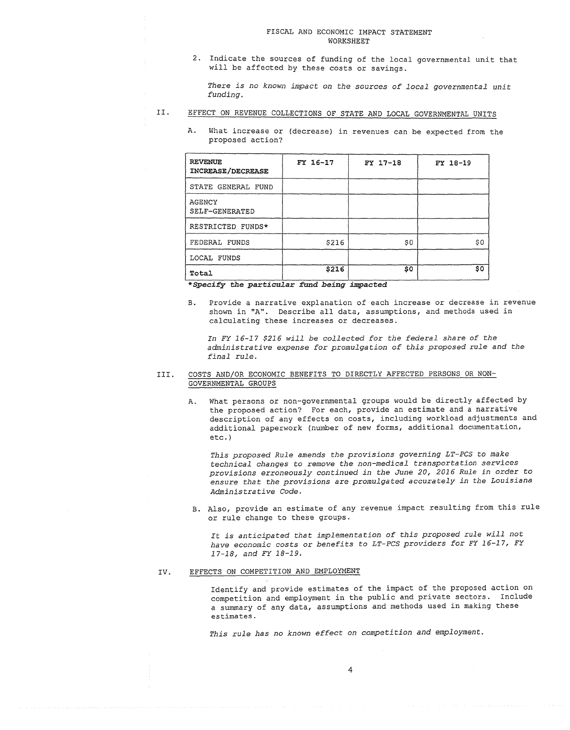FISCAL AND ECONOMIC IMPACT STATEMENT
WORKSHEET

2. Indicate the sources of funding of the local governmental unit that will be affected by these costs or savings.

   *There is no known impact on the sources of local governmental unit funding.*

## II. EFFECT ON REVENUE COLLECTIONS OF STATE AND LOCAL GOVERNMENTAL UNITS

A. What increase or (decrease) in revenues can be expected from the proposed action?

| REVENUE INCREASE/DECREASE | FY 16-17 | FY 17-18 | FY 18-19 |
|---|---|---|---|
| STATE GENERAL FUND | | | |
| AGENCY SELF-GENERATED | | | |
| RESTRICTED FUNDS* | | | |
| FEDERAL FUNDS | $216 | $0 | $0 |
| LOCAL FUNDS | | | |
| **Total** | **$216** | **$0** | **$0** |

***Specify the particular fund being impacted***

B. Provide a narrative explanation of each increase or decrease in revenue shown in "A". Describe all data, assumptions, and methods used in calculating these increases or decreases.

   *In FY 16-17 $216 will be collected for the federal share of the administrative expense for promulgation of this proposed rule and the final rule.*

## III. COSTS AND/OR ECONOMIC BENEFITS TO DIRECTLY AFFECTED PERSONS OR NON-GOVERNMENTAL GROUPS

A. What persons or non-governmental groups would be directly affected by the proposed action? For each, provide an estimate and a narrative description of any effects on costs, including workload adjustments and additional paperwork (number of new forms, additional documentation, etc.)

   *This proposed Rule amends the provisions governing LT-PCS to make technical changes to remove the non-medical transportation services provisions erroneously continued in the June 20, 2016 Rule in order to ensure that the provisions are promulgated accurately in the Louisiana Administrative Code.*

B. Also, provide an estimate of any revenue impact resulting from this rule or rule change to these groups.

   *It is anticipated that implementation of this proposed rule will not have economic costs or benefits to LT-PCS providers for FY 16-17, FY 17-18, and FY 18-19.*

## IV. EFFECTS ON COMPETITION AND EMPLOYMENT

Identify and provide estimates of the impact of the proposed action on competition and employment in the public and private sectors. Include a summary of any data, assumptions and methods used in making these estimates.

*This rule has no known effect on competition and employment.*